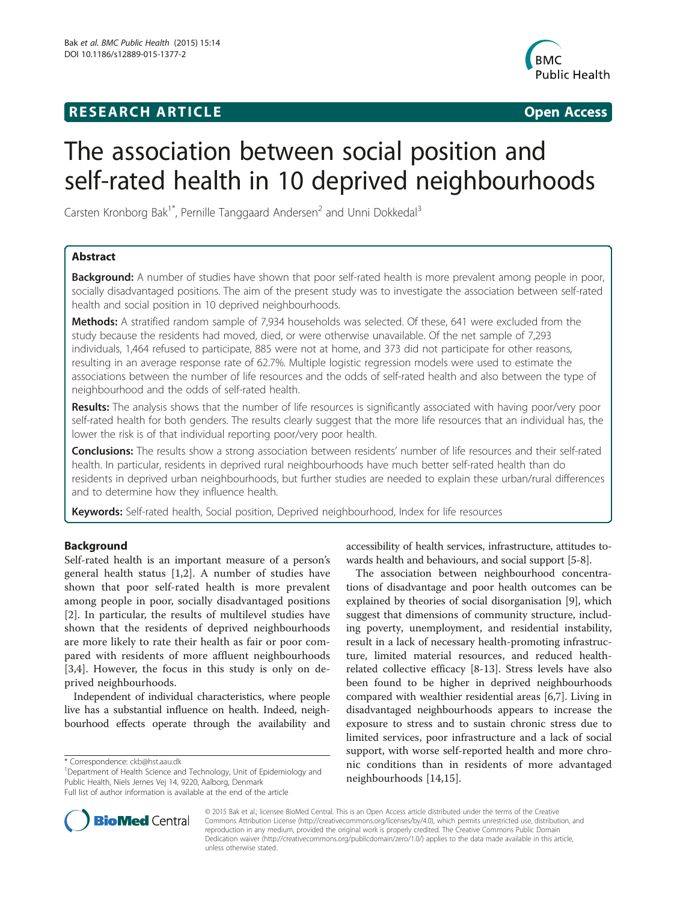**RESEARCH ARTICLE** **Open Access**

# The association between social position and self-rated health in 10 deprived neighbourhoods

Carsten Kronborg Bak[1*], Pernille Tanggaard Andersen[2] and Unni Dokkedal[3]

## Abstract

**Background:** A number of studies have shown that poor self-rated health is more prevalent among people in poor, socially disadvantaged positions. The aim of the present study was to investigate the association between self-rated health and social position in 10 deprived neighbourhoods.

**Methods:** A stratified random sample of 7,934 households was selected. Of these, 641 were excluded from the study because the residents had moved, died, or were otherwise unavailable. Of the net sample of 7,293 individuals, 1,464 refused to participate, 885 were not at home, and 373 did not participate for other reasons, resulting in an average response rate of 62.7%. Multiple logistic regression models were used to estimate the associations between the number of life resources and the odds of self-rated health and also between the type of neighbourhood and the odds of self-rated health.

**Results:** The analysis shows that the number of life resources is significantly associated with having poor/very poor self-rated health for both genders. The results clearly suggest that the more life resources that an individual has, the lower the risk is of that individual reporting poor/very poor health.

**Conclusions:** The results show a strong association between residents' number of life resources and their self-rated health. In particular, residents in deprived rural neighbourhoods have much better self-rated health than do residents in deprived urban neighbourhoods, but further studies are needed to explain these urban/rural differences and to determine how they influence health.

**Keywords:** Self-rated health, Social position, Deprived neighbourhood, Index for life resources

## Background

Self-rated health is an important measure of a person's general health status [1,2]. A number of studies have shown that poor self-rated health is more prevalent among people in poor, socially disadvantaged positions [2]. In particular, the results of multilevel studies have shown that the residents of deprived neighbourhoods are more likely to rate their health as fair or poor compared with residents of more affluent neighbourhoods [3,4]. However, the focus in this study is only on deprived neighbourhoods.

Independent of individual characteristics, where people live has a substantial influence on health. Indeed, neighbourhood effects operate through the availability and accessibility of health services, infrastructure, attitudes towards health and behaviours, and social support [5-8].

The association between neighbourhood concentrations of disadvantage and poor health outcomes can be explained by theories of social disorganisation [9], which suggest that dimensions of community structure, including poverty, unemployment, and residential instability, result in a lack of necessary health-promoting infrastructure, limited material resources, and reduced health-related collective efficacy [8-13]. Stress levels have also been found to be higher in deprived neighbourhoods compared with wealthier residential areas [6,7]. Living in disadvantaged neighbourhoods appears to increase the exposure to stress and to sustain chronic stress due to limited services, poor infrastructure and a lack of social support, with worse self-reported health and more chronic conditions than in residents of more advantaged neighbourhoods [14,15].

\* Correspondence: ckb@hst.aau.dk
[1]Department of Health Science and Technology, Unit of Epidemiology and Public Health, Niels Jernes Vej 14, 9220, Aalborg, Denmark
Full list of author information is available at the end of the article

© 2015 Bak et al.; licensee BioMed Central. This is an Open Access article distributed under the terms of the Creative Commons Attribution License (http://creativecommons.org/licenses/by/4.0), which permits unrestricted use, distribution, and reproduction in any medium, provided the original work is properly credited. The Creative Commons Public Domain Dedication waiver (http://creativecommons.org/publicdomain/zero/1.0/) applies to the data made available in this article, unless otherwise stated.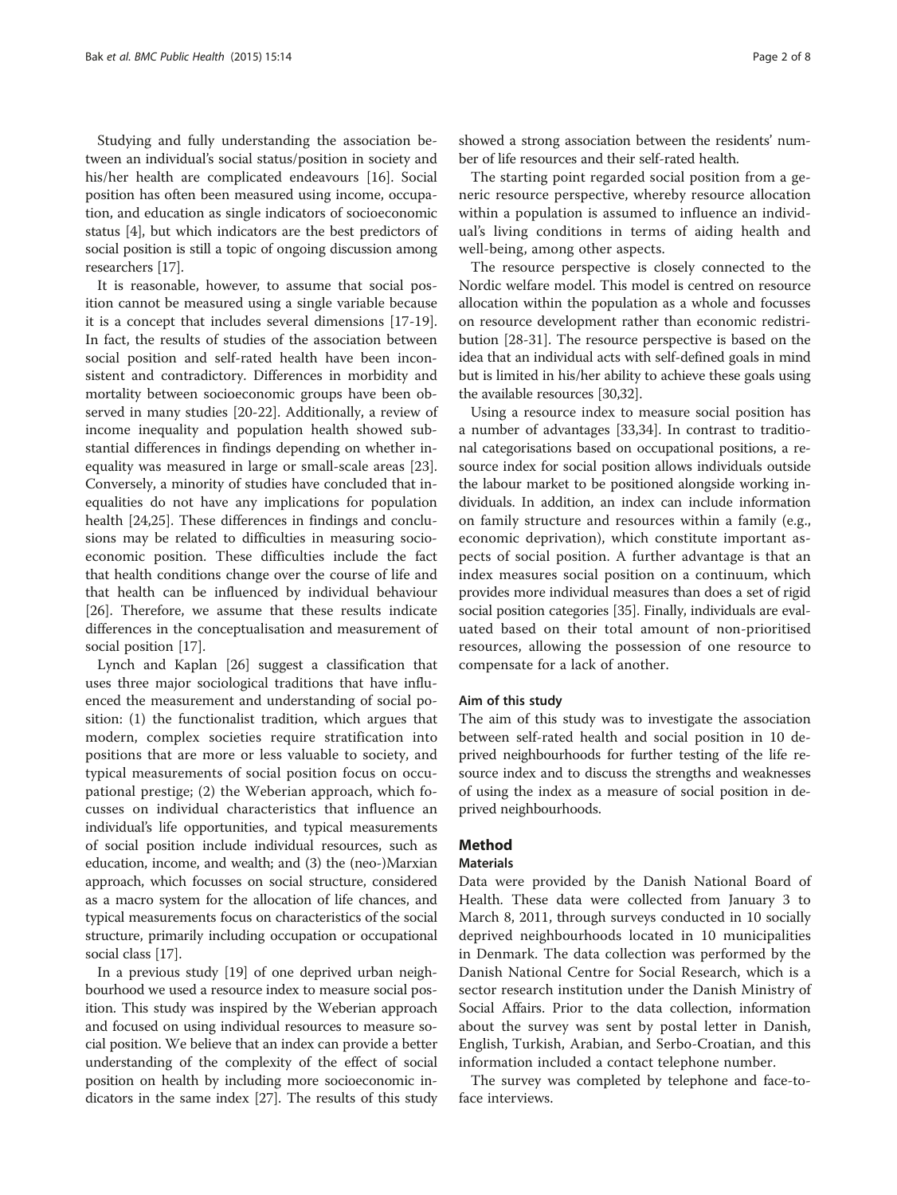Studying and fully understanding the association between an individual's social status/position in society and his/her health are complicated endeavours [16]. Social position has often been measured using income, occupation, and education as single indicators of socioeconomic status [4], but which indicators are the best predictors of social position is still a topic of ongoing discussion among researchers [17].

It is reasonable, however, to assume that social position cannot be measured using a single variable because it is a concept that includes several dimensions [17-19]. In fact, the results of studies of the association between social position and self-rated health have been inconsistent and contradictory. Differences in morbidity and mortality between socioeconomic groups have been observed in many studies [20-22]. Additionally, a review of income inequality and population health showed substantial differences in findings depending on whether inequality was measured in large or small-scale areas [23]. Conversely, a minority of studies have concluded that inequalities do not have any implications for population health [24,25]. These differences in findings and conclusions may be related to difficulties in measuring socioeconomic position. These difficulties include the fact that health conditions change over the course of life and that health can be influenced by individual behaviour [26]. Therefore, we assume that these results indicate differences in the conceptualisation and measurement of social position [17].

Lynch and Kaplan [26] suggest a classification that uses three major sociological traditions that have influenced the measurement and understanding of social position: (1) the functionalist tradition, which argues that modern, complex societies require stratification into positions that are more or less valuable to society, and typical measurements of social position focus on occupational prestige; (2) the Weberian approach, which focusses on individual characteristics that influence an individual's life opportunities, and typical measurements of social position include individual resources, such as education, income, and wealth; and (3) the (neo-)Marxian approach, which focusses on social structure, considered as a macro system for the allocation of life chances, and typical measurements focus on characteristics of the social structure, primarily including occupation or occupational social class [17].

In a previous study [19] of one deprived urban neighbourhood we used a resource index to measure social position. This study was inspired by the Weberian approach and focused on using individual resources to measure social position. We believe that an index can provide a better understanding of the complexity of the effect of social position on health by including more socioeconomic indicators in the same index [27]. The results of this study showed a strong association between the residents' number of life resources and their self-rated health.

The starting point regarded social position from a generic resource perspective, whereby resource allocation within a population is assumed to influence an individual's living conditions in terms of aiding health and well-being, among other aspects.

The resource perspective is closely connected to the Nordic welfare model. This model is centred on resource allocation within the population as a whole and focusses on resource development rather than economic redistribution [28-31]. The resource perspective is based on the idea that an individual acts with self-defined goals in mind but is limited in his/her ability to achieve these goals using the available resources [30,32].

Using a resource index to measure social position has a number of advantages [33,34]. In contrast to traditional categorisations based on occupational positions, a resource index for social position allows individuals outside the labour market to be positioned alongside working individuals. In addition, an index can include information on family structure and resources within a family (e.g., economic deprivation), which constitute important aspects of social position. A further advantage is that an index measures social position on a continuum, which provides more individual measures than does a set of rigid social position categories [35]. Finally, individuals are evaluated based on their total amount of non-prioritised resources, allowing the possession of one resource to compensate for a lack of another.

### Aim of this study

The aim of this study was to investigate the association between self-rated health and social position in 10 deprived neighbourhoods for further testing of the life resource index and to discuss the strengths and weaknesses of using the index as a measure of social position in deprived neighbourhoods.

## Method

### Materials

Data were provided by the Danish National Board of Health. These data were collected from January 3 to March 8, 2011, through surveys conducted in 10 socially deprived neighbourhoods located in 10 municipalities in Denmark. The data collection was performed by the Danish National Centre for Social Research, which is a sector research institution under the Danish Ministry of Social Affairs. Prior to the data collection, information about the survey was sent by postal letter in Danish, English, Turkish, Arabian, and Serbo-Croatian, and this information included a contact telephone number.

The survey was completed by telephone and face-to-face interviews.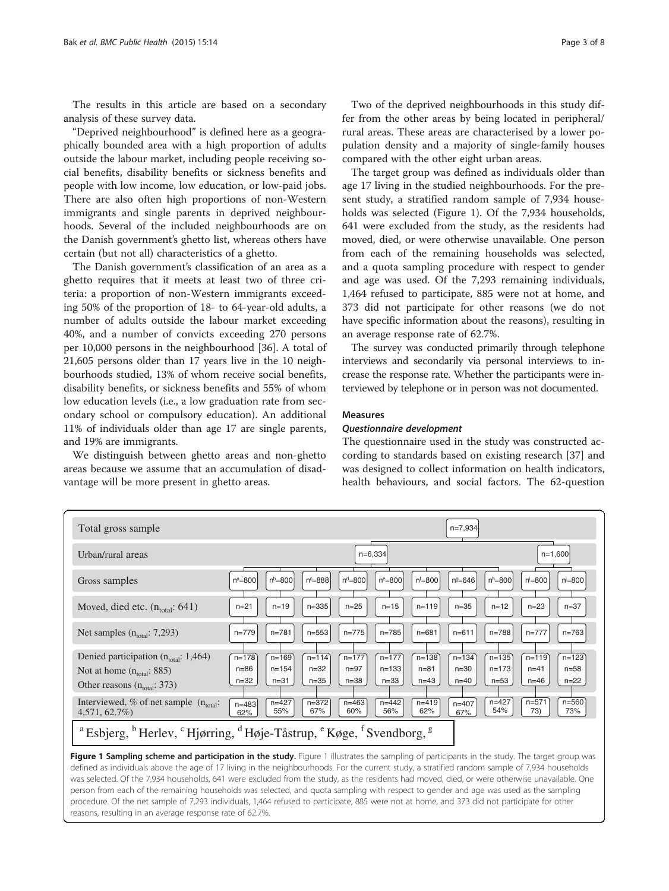The results in this article are based on a secondary analysis of these survey data.

"Deprived neighbourhood" is defined here as a geographically bounded area with a high proportion of adults outside the labour market, including people receiving social benefits, disability benefits or sickness benefits and people with low income, low education, or low-paid jobs. There are also often high proportions of non-Western immigrants and single parents in deprived neighbourhoods. Several of the included neighbourhoods are on the Danish government's ghetto list, whereas others have certain (but not all) characteristics of a ghetto.

The Danish government's classification of an area as a ghetto requires that it meets at least two of three criteria: a proportion of non-Western immigrants exceeding 50% of the proportion of 18- to 64-year-old adults, a number of adults outside the labour market exceeding 40%, and a number of convicts exceeding 270 persons per 10,000 persons in the neighbourhood [36]. A total of 21,605 persons older than 17 years live in the 10 neighbourhoods studied, 13% of whom receive social benefits, disability benefits, or sickness benefits and 55% of whom low education levels (i.e., a low graduation rate from secondary school or compulsory education). An additional 11% of individuals older than age 17 are single parents, and 19% are immigrants.

We distinguish between ghetto areas and non-ghetto areas because we assume that an accumulation of disadvantage will be more present in ghetto areas.

Two of the deprived neighbourhoods in this study differ from the other areas by being located in peripheral/rural areas. These areas are characterised by a lower population density and a majority of single-family houses compared with the other eight urban areas.

The target group was defined as individuals older than age 17 living in the studied neighbourhoods. For the present study, a stratified random sample of 7,934 households was selected (Figure 1). Of the 7,934 households, 641 were excluded from the study, as the residents had moved, died, or were otherwise unavailable. One person from each of the remaining households was selected, and a quota sampling procedure with respect to gender and age was used. Of the 7,293 remaining individuals, 1,464 refused to participate, 885 were not at home, and 373 did not participate for other reasons (we do not have specific information about the reasons), resulting in an average response rate of 62.7%.

The survey was conducted primarily through telephone interviews and secondarily via personal interviews to increase the response rate. Whether the participants were interviewed by telephone or in person was not documented.

## Measures

### *Questionnaire development*

The questionnaire used in the study was constructed according to standards based on existing research [37] and was designed to collect information on health indicators, health behaviours, and social factors. The 62-question

| Total gross sample | n=7,934 | | | | | | | | | |
|---|---|---|---|---|---|---|---|---|---|---|
| Urban/rural areas | n=6,334 | | | | | | | | n=1,600 | |
| Gross samples | $n^a$=800 | $n^b$=800 | $n^c$=888 | $n^d$=800 | $n^e$=800 | $n^f$=800 | $n^g$=646 | $n^h$=800 | $n^i$=800 | $n^j$=800 |
| Moved, died etc. ($n_{total}$: 641) | n=21 | n=19 | n=335 | n=25 | n=15 | n=119 | n=35 | n=12 | n=23 | n=37 |
| Net samples ($n_{total}$: 7,293) | n=779 | n=781 | n=553 | n=775 | n=785 | n=681 | n=611 | n=788 | n=777 | n=763 |
| Denied participation ($n_{total}$: 1,464) | n=178 | n=169 | n=114 | n=177 | n=177 | n=138 | n=134 | n=135 | n=119 | n=123 |
| Not at home ($n_{total}$: 885) | n=86 | n=154 | n=32 | n=97 | n=133 | n=81 | n=30 | n=173 | n=41 | n=58 |
| Other reasons ($n_{total}$: 373) | n=32 | n=31 | n=35 | n=38 | n=33 | n=43 | n=40 | n=53 | n=46 | n=22 |
| Interviewed, % of net sample ($n_{total}$: 4,571, 62.7%) | n=483 62% | n=427 55% | n=372 67% | n=463 60% | n=442 56% | n=419 62% | n=407 67% | n=427 54% | n=571 73) | n=560 73% |

[a] Esbjerg, [b] Herlev, [c] Hjørring, [d] Høje-Tåstrup, [e] Køge, [f] Svendborg, [g]

**Figure 1 Sampling scheme and participation in the study.** Figure 1 illustrates the sampling of participants in the study. The target group was defined as individuals above the age of 17 living in the neighbourhoods. For the current study, a stratified random sample of 7,934 households was selected. Of the 7,934 households, 641 were excluded from the study, as the residents had moved, died, or were otherwise unavailable. One person from each of the remaining households was selected, and quota sampling with respect to gender and age was used as the sampling procedure. Of the net sample of 7,293 individuals, 1,464 refused to participate, 885 were not at home, and 373 did not participate for other reasons, resulting in an average response rate of 62.7%.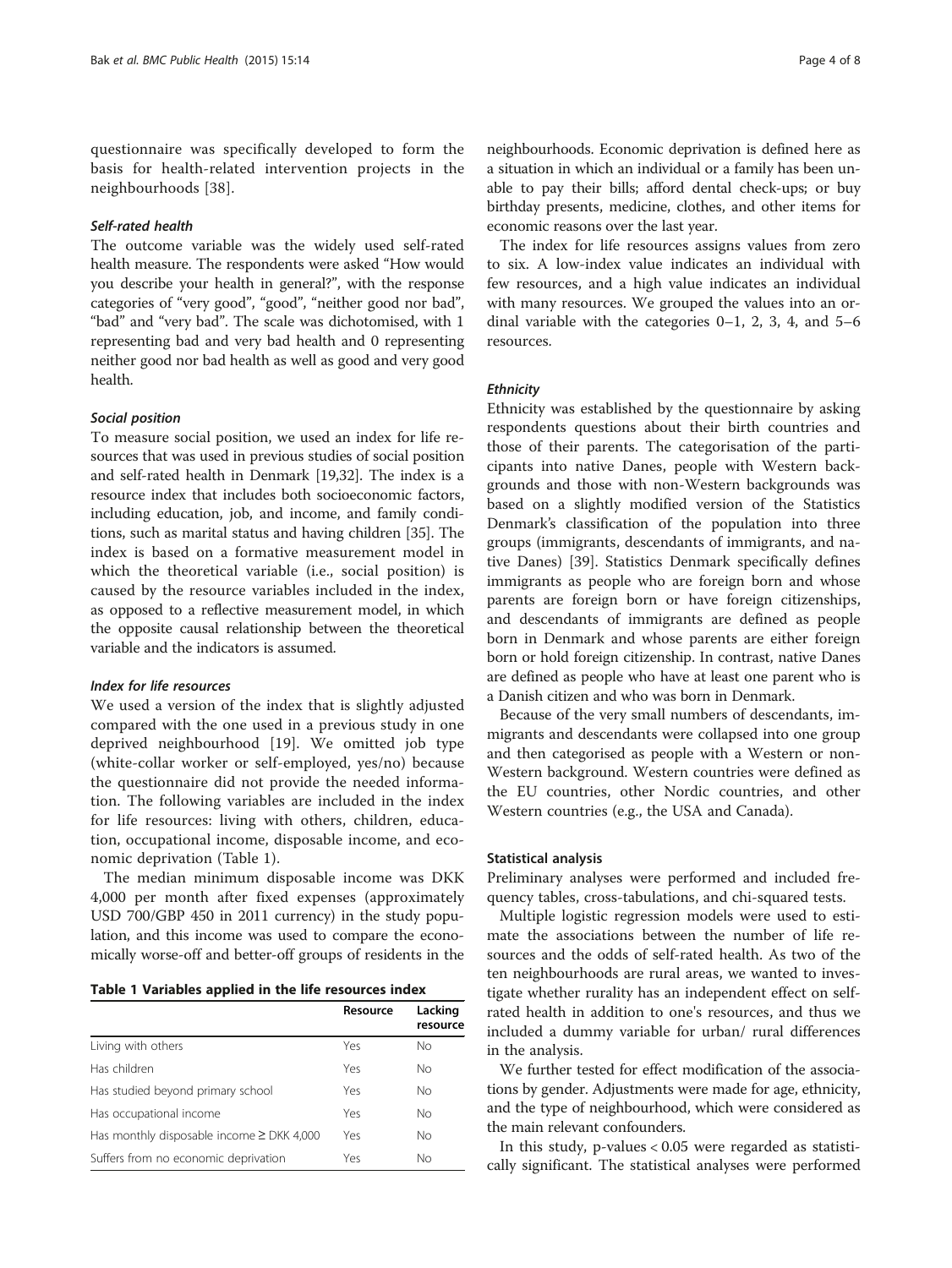questionnaire was specifically developed to form the basis for health-related intervention projects in the neighbourhoods [38].

#### *Self-rated health*

The outcome variable was the widely used self-rated health measure. The respondents were asked "How would you describe your health in general?", with the response categories of "very good", "good", "neither good nor bad", "bad" and "very bad". The scale was dichotomised, with 1 representing bad and very bad health and 0 representing neither good nor bad health as well as good and very good health.

#### *Social position*

To measure social position, we used an index for life resources that was used in previous studies of social position and self-rated health in Denmark [19,32]. The index is a resource index that includes both socioeconomic factors, including education, job, and income, and family conditions, such as marital status and having children [35]. The index is based on a formative measurement model in which the theoretical variable (i.e., social position) is caused by the resource variables included in the index, as opposed to a reflective measurement model, in which the opposite causal relationship between the theoretical variable and the indicators is assumed.

#### *Index for life resources*

We used a version of the index that is slightly adjusted compared with the one used in a previous study in one deprived neighbourhood [19]. We omitted job type (white-collar worker or self-employed, yes/no) because the questionnaire did not provide the needed information. The following variables are included in the index for life resources: living with others, children, education, occupational income, disposable income, and economic deprivation (Table 1).

The median minimum disposable income was DKK 4,000 per month after fixed expenses (approximately USD 700/GBP 450 in 2011 currency) in the study population, and this income was used to compare the economically worse-off and better-off groups of residents in the neighbourhoods. Economic deprivation is defined here as a situation in which an individual or a family has been unable to pay their bills; afford dental check-ups; or buy birthday presents, medicine, clothes, and other items for economic reasons over the last year.

**Table 1 Variables applied in the life resources index**

| | Resource | Lacking resource |
|---|---|---|
| Living with others | Yes | No |
| Has children | Yes | No |
| Has studied beyond primary school | Yes | No |
| Has occupational income | Yes | No |
| Has monthly disposable income ≥ DKK 4,000 | Yes | No |
| Suffers from no economic deprivation | Yes | No |

The index for life resources assigns values from zero to six. A low-index value indicates an individual with few resources, and a high value indicates an individual with many resources. We grouped the values into an ordinal variable with the categories 0–1, 2, 3, 4, and 5–6 resources.

#### *Ethnicity*

Ethnicity was established by the questionnaire by asking respondents questions about their birth countries and those of their parents. The categorisation of the participants into native Danes, people with Western backgrounds and those with non-Western backgrounds was based on a slightly modified version of the Statistics Denmark's classification of the population into three groups (immigrants, descendants of immigrants, and native Danes) [39]. Statistics Denmark specifically defines immigrants as people who are foreign born and whose parents are foreign born or have foreign citizenships, and descendants of immigrants are defined as people born in Denmark and whose parents are either foreign born or hold foreign citizenship. In contrast, native Danes are defined as people who have at least one parent who is a Danish citizen and who was born in Denmark.

Because of the very small numbers of descendants, immigrants and descendants were collapsed into one group and then categorised as people with a Western or non-Western background. Western countries were defined as the EU countries, other Nordic countries, and other Western countries (e.g., the USA and Canada).

### Statistical analysis

Preliminary analyses were performed and included frequency tables, cross-tabulations, and chi-squared tests.

Multiple logistic regression models were used to estimate the associations between the number of life resources and the odds of self-rated health. As two of the ten neighbourhoods are rural areas, we wanted to investigate whether rurality has an independent effect on self-rated health in addition to one's resources, and thus we included a dummy variable for urban/ rural differences in the analysis.

We further tested for effect modification of the associations by gender. Adjustments were made for age, ethnicity, and the type of neighbourhood, which were considered as the main relevant confounders.

In this study, p-values $< 0.05$ were regarded as statistically significant. The statistical analyses were performed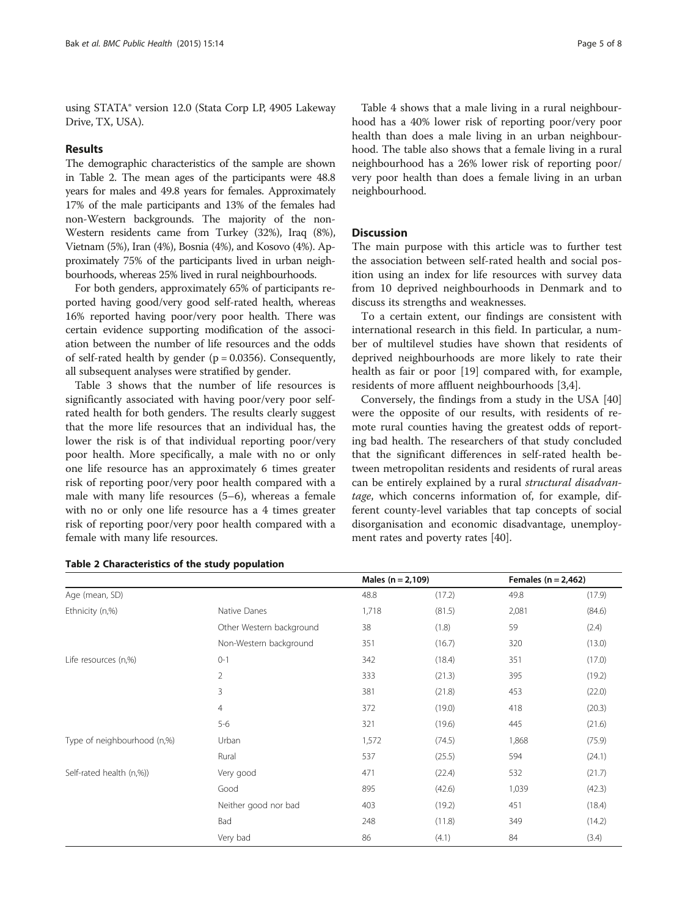using STATA® version 12.0 (Stata Corp LP, 4905 Lakeway Drive, TX, USA).

## Results

The demographic characteristics of the sample are shown in Table 2. The mean ages of the participants were 48.8 years for males and 49.8 years for females. Approximately 17% of the male participants and 13% of the females had non-Western backgrounds. The majority of the non-Western residents came from Turkey (32%), Iraq (8%), Vietnam (5%), Iran (4%), Bosnia (4%), and Kosovo (4%). Approximately 75% of the participants lived in urban neighbourhoods, whereas 25% lived in rural neighbourhoods.

For both genders, approximately 65% of participants reported having good/very good self-rated health, whereas 16% reported having poor/very poor health. There was certain evidence supporting modification of the association between the number of life resources and the odds of self-rated health by gender ($p = 0.0356$). Consequently, all subsequent analyses were stratified by gender.

Table 3 shows that the number of life resources is significantly associated with having poor/very poor self-rated health for both genders. The results clearly suggest that the more life resources that an individual has, the lower the risk is of that individual reporting poor/very poor health. More specifically, a male with no or only one life resource has an approximately 6 times greater risk of reporting poor/very poor health compared with a male with many life resources (5–6), whereas a female with no or only one life resource has a 4 times greater risk of reporting poor/very poor health compared with a female with many life resources.

Table 4 shows that a male living in a rural neighbourhood has a 40% lower risk of reporting poor/very poor health than does a male living in an urban neighbourhood. The table also shows that a female living in a rural neighbourhood has a 26% lower risk of reporting poor/very poor health than does a female living in an urban neighbourhood.

## Discussion

The main purpose with this article was to further test the association between self-rated health and social position using an index for life resources with survey data from 10 deprived neighbourhoods in Denmark and to discuss its strengths and weaknesses.

To a certain extent, our findings are consistent with international research in this field. In particular, a number of multilevel studies have shown that residents of deprived neighbourhoods are more likely to rate their health as fair or poor [19] compared with, for example, residents of more affluent neighbourhoods [3,4].

Conversely, the findings from a study in the USA [40] were the opposite of our results, with residents of remote rural counties having the greatest odds of reporting bad health. The researchers of that study concluded that the significant differences in self-rated health between metropolitan residents and residents of rural areas can be entirely explained by a rural *structural disadvantage*, which concerns information of, for example, different county-level variables that tap concepts of social disorganisation and economic disadvantage, unemployment rates and poverty rates [40].

**Table 2 Characteristics of the study population**

| | | Males (n = 2,109) | | Females (n = 2,462) | |
|---|---|---|---|---|---|
| Age (mean, SD) | | 48.8 | (17.2) | 49.8 | (17.9) |
| Ethnicity (n,%) | Native Danes | 1,718 | (81.5) | 2,081 | (84.6) |
| | Other Western background | 38 | (1.8) | 59 | (2.4) |
| | Non-Western background | 351 | (16.7) | 320 | (13.0) |
| Life resources (n,%) | 0-1 | 342 | (18.4) | 351 | (17.0) |
| | 2 | 333 | (21.3) | 395 | (19.2) |
| | 3 | 381 | (21.8) | 453 | (22.0) |
| | 4 | 372 | (19.0) | 418 | (20.3) |
| | 5-6 | 321 | (19.6) | 445 | (21.6) |
| Type of neighbourhood (n,%) | Urban | 1,572 | (74.5) | 1,868 | (75.9) |
| | Rural | 537 | (25.5) | 594 | (24.1) |
| Self-rated health (n,%)) | Very good | 471 | (22.4) | 532 | (21.7) |
| | Good | 895 | (42.6) | 1,039 | (42.3) |
| | Neither good nor bad | 403 | (19.2) | 451 | (18.4) |
| | Bad | 248 | (11.8) | 349 | (14.2) |
| | Very bad | 86 | (4.1) | 84 | (3.4) |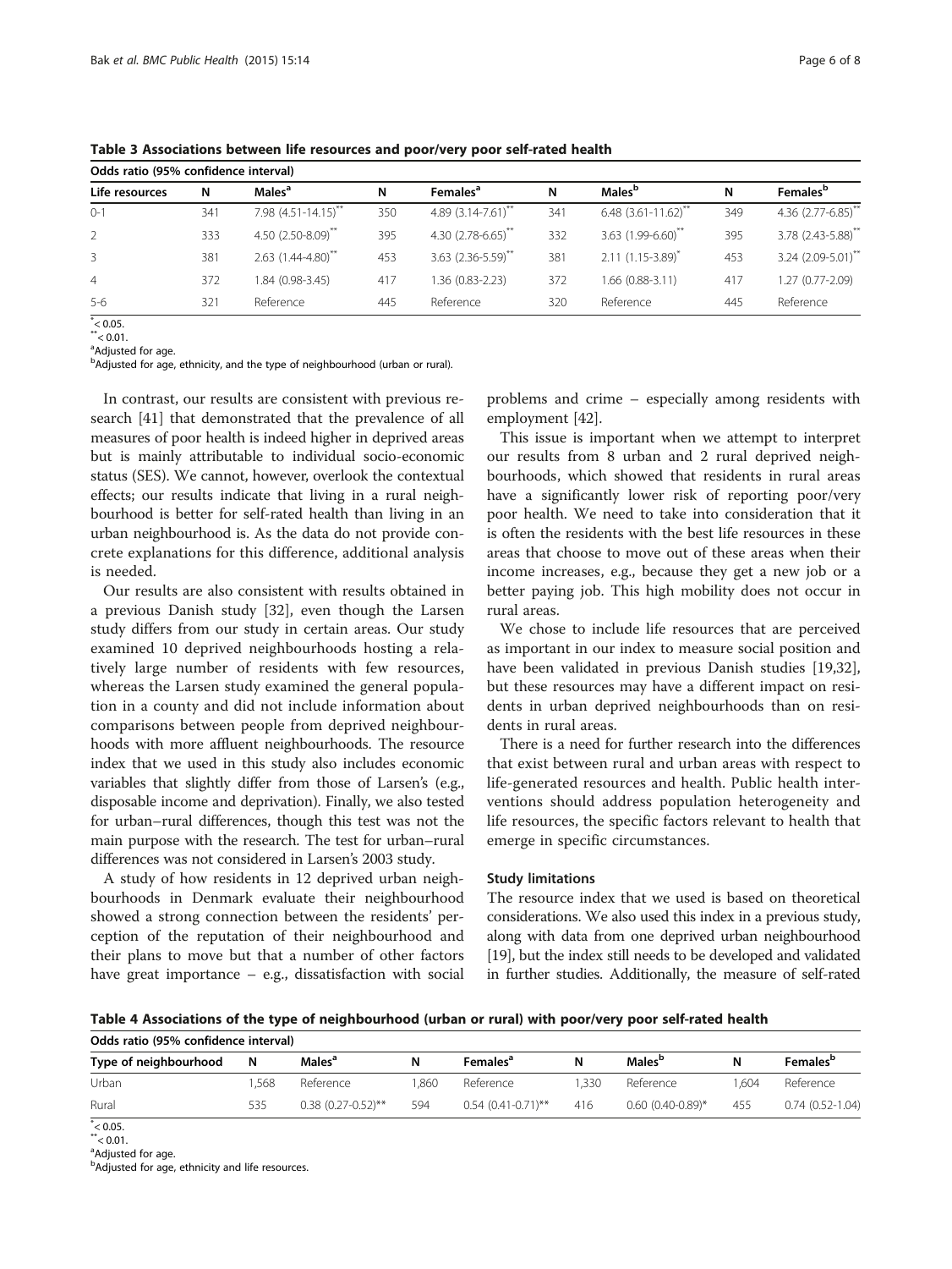**Table 3 Associations between life resources and poor/very poor self-rated health**

| Odds ratio (95% confidence interval) | | | | | | | | |
|---|---|---|---|---|---|---|---|---|
| Life resources | N | Males[a] | N | Females[a] | N | Males[b] | N | Females[b] |
| 0-1 | 341 | 7.98 (4.51-14.15)** | 350 | 4.89 (3.14-7.61)** | 341 | 6.48 (3.61-11.62)** | 349 | 4.36 (2.77-6.85)** |
| 2 | 333 | 4.50 (2.50-8.09)** | 395 | 4.30 (2.78-6.65)** | 332 | 3.63 (1.99-6.60)** | 395 | 3.78 (2.43-5.88)** |
| 3 | 381 | 2.63 (1.44-4.80)** | 453 | 3.63 (2.36-5.59)** | 381 | 2.11 (1.15-3.89)* | 453 | 3.24 (2.09-5.01)** |
| 4 | 372 | 1.84 (0.98-3.45) | 417 | 1.36 (0.83-2.23) | 372 | 1.66 (0.88-3.11) | 417 | 1.27 (0.77-2.09) |
| 5-6 | 321 | Reference | 445 | Reference | 320 | Reference | 445 | Reference |

*< 0.05.
**< 0.01.
[a]Adjusted for age.
[b]Adjusted for age, ethnicity, and the type of neighbourhood (urban or rural).

In contrast, our results are consistent with previous research [41] that demonstrated that the prevalence of all measures of poor health is indeed higher in deprived areas but is mainly attributable to individual socio-economic status (SES). We cannot, however, overlook the contextual effects; our results indicate that living in a rural neighbourhood is better for self-rated health than living in an urban neighbourhood is. As the data do not provide concrete explanations for this difference, additional analysis is needed.

Our results are also consistent with results obtained in a previous Danish study [32], even though the Larsen study differs from our study in certain areas. Our study examined 10 deprived neighbourhoods hosting a relatively large number of residents with few resources, whereas the Larsen study examined the general population in a county and did not include information about comparisons between people from deprived neighbourhoods with more affluent neighbourhoods. The resource index that we used in this study also includes economic variables that slightly differ from those of Larsen's (e.g., disposable income and deprivation). Finally, we also tested for urban–rural differences, though this test was not the main purpose with the research. The test for urban–rural differences was not considered in Larsen's 2003 study.

A study of how residents in 12 deprived urban neighbourhoods in Denmark evaluate their neighbourhood showed a strong connection between the residents' perception of the reputation of their neighbourhood and their plans to move but that a number of other factors have great importance – e.g., dissatisfaction with social problems and crime – especially among residents with employment [42].

This issue is important when we attempt to interpret our results from 8 urban and 2 rural deprived neighbourhoods, which showed that residents in rural areas have a significantly lower risk of reporting poor/very poor health. We need to take into consideration that it is often the residents with the best life resources in these areas that choose to move out of these areas when their income increases, e.g., because they get a new job or a better paying job. This high mobility does not occur in rural areas.

We chose to include life resources that are perceived as important in our index to measure social position and have been validated in previous Danish studies [19,32], but these resources may have a different impact on residents in urban deprived neighbourhoods than on residents in rural areas.

There is a need for further research into the differences that exist between rural and urban areas with respect to life-generated resources and health. Public health interventions should address population heterogeneity and life resources, the specific factors relevant to health that emerge in specific circumstances.

### Study limitations

The resource index that we used is based on theoretical considerations. We also used this index in a previous study, along with data from one deprived urban neighbourhood [19], but the index still needs to be developed and validated in further studies. Additionally, the measure of self-rated

**Table 4 Associations of the type of neighbourhood (urban or rural) with poor/very poor self-rated health**

| Odds ratio (95% confidence interval) | | | | | | | | |
|---|---|---|---|---|---|---|---|---|
| Type of neighbourhood | N | Males[a] | N | Females[a] | N | Males[b] | N | Females[b] |
| Urban | 1,568 | Reference | 1,860 | Reference | 1,330 | Reference | 1,604 | Reference |
| Rural | 535 | 0.38 (0.27-0.52)** | 594 | 0.54 (0.41-0.71)** | 416 | 0.60 (0.40-0.89)* | 455 | 0.74 (0.52-1.04) |

*< 0.05.
**< 0.01.
[a]Adjusted for age.
[b]Adjusted for age, ethnicity and life resources.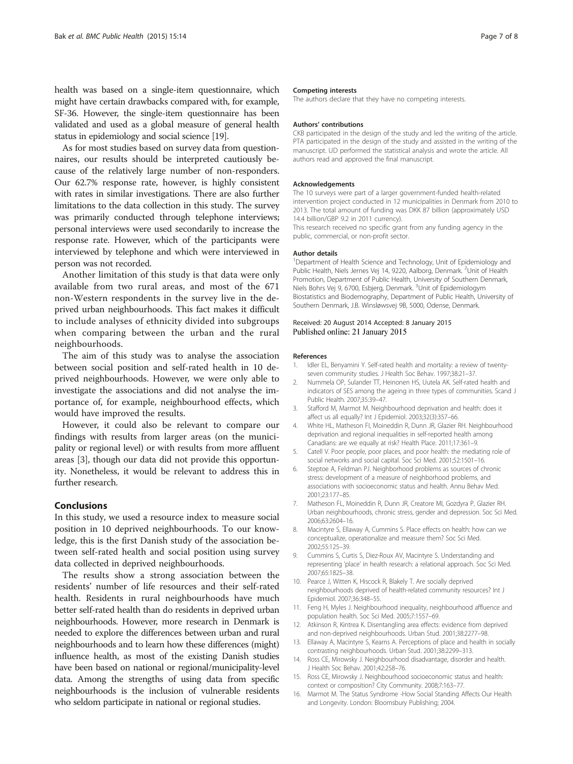health was based on a single-item questionnaire, which might have certain drawbacks compared with, for example, SF-36. However, the single-item questionnaire has been validated and used as a global measure of general health status in epidemiology and social science [19].

As for most studies based on survey data from questionnaires, our results should be interpreted cautiously because of the relatively large number of non-responders. Our 62.7% response rate, however, is highly consistent with rates in similar investigations. There are also further limitations to the data collection in this study. The survey was primarily conducted through telephone interviews; personal interviews were used secondarily to increase the response rate. However, which of the participants were interviewed by telephone and which were interviewed in person was not recorded.

Another limitation of this study is that data were only available from two rural areas, and most of the 671 non-Western respondents in the survey live in the deprived urban neighbourhoods. This fact makes it difficult to include analyses of ethnicity divided into subgroups when comparing between the urban and the rural neighbourhoods.

The aim of this study was to analyse the association between social position and self-rated health in 10 deprived neighbourhoods. However, we were only able to investigate the associations and did not analyse the importance of, for example, neighbourhood effects, which would have improved the results.

However, it could also be relevant to compare our findings with results from larger areas (on the municipality or regional level) or with results from more affluent areas [3], though our data did not provide this opportunity. Nonetheless, it would be relevant to address this in further research.

## Conclusions

In this study, we used a resource index to measure social position in 10 deprived neighbourhoods. To our knowledge, this is the first Danish study of the association between self-rated health and social position using survey data collected in deprived neighbourhoods.

The results show a strong association between the residents' number of life resources and their self-rated health. Residents in rural neighbourhoods have much better self-rated health than do residents in deprived urban neighbourhoods. However, more research in Denmark is needed to explore the differences between urban and rural neighbourhoods and to learn how these differences (might) influence health, as most of the existing Danish studies have been based on national or regional/municipality-level data. Among the strengths of using data from specific neighbourhoods is the inclusion of vulnerable residents who seldom participate in national or regional studies.

#### Competing interests

The authors declare that they have no competing interests.

#### Authors' contributions

CKB participated in the design of the study and led the writing of the article. PTA participated in the design of the study and assisted in the writing of the manuscript. UD performed the statistical analysis and wrote the article. All authors read and approved the final manuscript.

#### Acknowledgements

The 10 surveys were part of a larger government-funded health-related intervention project conducted in 12 municipalities in Denmark from 2010 to 2013. The total amount of funding was DKK 87 billion (approximately USD 14.4 billion/GBP 9.2 in 2011 currency).

This research received no specific grant from any funding agency in the public, commercial, or non-profit sector.

#### Author details

[1]Department of Health Science and Technology, Unit of Epidemiology and Public Health, Niels Jernes Vej 14, 9220, Aalborg, Denmark. [2]Unit of Health Promotion, Department of Public Health, University of Southern Denmark, Niels Bohrs Vej 9, 6700, Esbjerg, Denmark. [3]Unit of Epidemiologym Biostatistics and Biodemography, Department of Public Health, University of Southern Denmark, J.B. Winsløwsvej 9B, 5000, Odense, Denmark.

Received: 20 August 2014 Accepted: 8 January 2015
Published online: 21 January 2015

#### References

1. Idler EL, Benyamini Y. Self-rated health and mortality: a review of twenty-seven community studies. J Health Soc Behav. 1997;38:21–37.
2. Nummela OP, Sulander TT, Heinonen HS, Uutela AK. Self-rated health and indicators of SES among the ageing in three types of communities. Scand J Public Health. 2007;35:39–47.
3. Stafford M, Marmot M. Neighbourhood deprivation and health: does it affect us all equally? Int J Epidemiol. 2003;32(3):357–66.
4. White HL, Matheson FI, Moineddin R, Dunn JR, Glazier RH. Neighbourhood deprivation and regional inequalities in self-reported health among Canadians: are we equally at risk? Health Place. 2011;17:361–9.
5. Catell V. Poor people, poor places, and poor health: the mediating role of social networks and social capital. Soc Sci Med. 2001;52:1501–16.
6. Steptoe A, Feldman PJ. Neighborhood problems as sources of chronic stress: development of a measure of neighborhood problems, and associations with socioeconomic status and health. Annu Behav Med. 2001;23:177–85.
7. Matheson FL, Moineddin R, Dunn JR, Creatore MI, Gozdyra P, Glazier RH. Urban neighbourhoods, chronic stress, gender and depression. Soc Sci Med. 2006;63:2604–16.
8. Macintyre S, Ellaway A, Cummins S. Place effects on health: how can we conceptualize, operationalize and measure them? Soc Sci Med. 2002;55:125–39.
9. Cummins S, Curtis S, Diez-Roux AV, Macintyre S. Understanding and representing 'place' in health research: a relational approach. Soc Sci Med. 2007;65:1825–38.
10. Pearce J, Witten K, Hiscock R, Blakely T. Are socially deprived neighbourhoods deprived of health-related community resources? Int J Epidemiol. 2007;36:348–55.
11. Feng H, Myles J. Neighbourhood inequality, neighbourhood affluence and population health. Soc Sci Med. 2005;7:1557–69.
12. Atkinson R, Kintrea K. Disentangling area effects: evidence from deprived and non-deprived neighbourhoods. Urban Stud. 2001;38:2277–98.
13. Ellaway A, Macintyre S, Kearns A. Perceptions of place and health in socially contrasting neighbourhoods. Urban Stud. 2001;38:2299–313.
14. Ross CE, Mirowsky J. Neighbourhood disadvantage, disorder and health. J Health Soc Behav. 2001;42:258–76.
15. Ross CE, Mirowsky J. Neighbourhood socioeconomic status and health: context or composition? City Community. 2008;7:163–77.
16. Marmot M. The Status Syndrome -How Social Standing Affects Our Health and Longevity. London: Bloomsbury Publishing; 2004.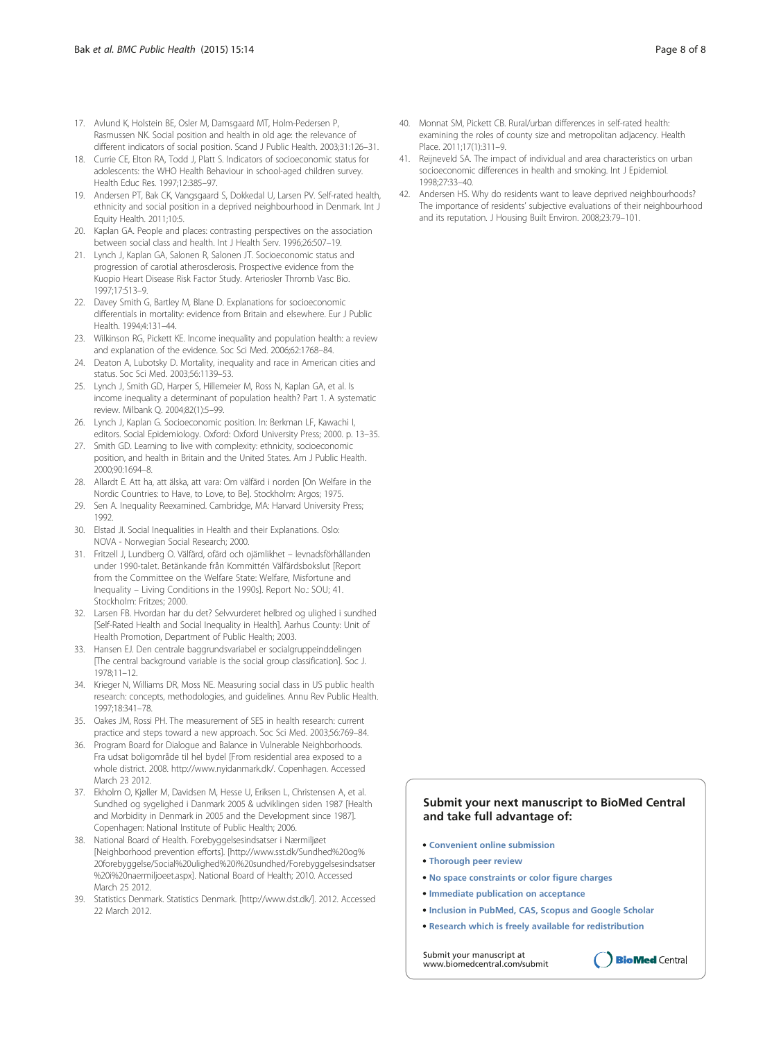17. Avlund K, Holstein BE, Osler M, Damsgaard MT, Holm-Pedersen P, Rasmussen NK. Social position and health in old age: the relevance of different indicators of social position. Scand J Public Health. 2003;31:126–31.
18. Currie CE, Elton RA, Todd J, Platt S. Indicators of socioeconomic status for adolescents: the WHO Health Behaviour in school-aged children survey. Health Educ Res. 1997;12:385–97.
19. Andersen PT, Bak CK, Vangsgaard S, Dokkedal U, Larsen PV. Self-rated health, ethnicity and social position in a deprived neighbourhood in Denmark. Int J Equity Health. 2011;10:5.
20. Kaplan GA. People and places: contrasting perspectives on the association between social class and health. Int J Health Serv. 1996;26:507–19.
21. Lynch J, Kaplan GA, Salonen R, Salonen JT. Socioeconomic status and progression of carotid atherosclerosis. Prospective evidence from the Kuopio Heart Disease Risk Factor Study. Arterioscler Thromb Vasc Bio. 1997;17:513–9.
22. Davey Smith G, Bartley M, Blane D. Explanations for socioeconomic differentials in mortality: evidence from Britain and elsewhere. Eur J Public Health. 1994;4:131–44.
23. Wilkinson RG, Pickett KE. Income inequality and population health: a review and explanation of the evidence. Soc Sci Med. 2006;62:1768–84.
24. Deaton A, Lubotsky D. Mortality, inequality and race in American cities and status. Soc Sci Med. 2003;56:1139–53.
25. Lynch J, Smith GD, Harper S, Hillemeier M, Ross N, Kaplan GA, et al. Is income inequality a determinant of population health? Part 1. A systematic review. Milbank Q. 2004;82(1):5–99.
26. Lynch J, Kaplan G. Socioeconomic position. In: Berkman LF, Kawachi I, editors. Social Epidemiology. Oxford: Oxford University Press; 2000. p. 13–35.
27. Smith GD. Learning to live with complexity: ethnicity, socioeconomic position, and health in Britain and the United States. Am J Public Health. 2000;90:1694–8.
28. Allardt E. Att ha, att älska, att vara: Om välfärd i norden [On Welfare in the Nordic Countries: to Have, to Love, to Be]. Stockholm: Argos; 1975.
29. Sen A. Inequality Reexamined. Cambridge, MA: Harvard University Press; 1992.
30. Elstad JI. Social Inequalities in Health and their Explanations. Oslo: NOVA - Norwegian Social Research; 2000.
31. Fritzell J, Lundberg O. Välfärd, ofärd och ojämlikhet – levnadsförhållanden under 1990-talet. Betänkande från Kommittén Välfärdsbokslut [Report from the Committee on the Welfare State: Welfare, Misfortune and Inequality – Living Conditions in the 1990s]. Report No.: SOU; 41. Stockholm: Fritzes; 2000.
32. Larsen FB. Hvordan har du det? Selvvurderet helbred og ulighed i sundhed [Self-Rated Health and Social Inequality in Health]. Aarhus County: Unit of Health Promotion, Department of Public Health; 2003.
33. Hansen EJ. Den centrale baggrundsvariabel er socialgruppeinddelingen [The central background variable is the social group classification]. Soc J. 1978;11–12.
34. Krieger N, Williams DR, Moss NE. Measuring social class in US public health research: concepts, methodologies, and guidelines. Annu Rev Public Health. 1997;18:341–78.
35. Oakes JM, Rossi PH. The measurement of SES in health research: current practice and steps toward a new approach. Soc Sci Med. 2003;56:769–84.
36. Program Board for Dialogue and Balance in Vulnerable Neighborhoods. Fra udsat boligområde til hel bydel [From residential area exposed to a whole district. 2008. http://www.nyidanmark.dk/. Copenhagen. Accessed March 23 2012.
37. Ekholm O, Kjøller M, Davidsen M, Hesse U, Eriksen L, Christensen A, et al. Sundhed og sygelighed i Danmark 2005 & udviklingen siden 1987 [Health and Morbidity in Denmark in 2005 and the Development since 1987]. Copenhagen: National Institute of Public Health; 2006.
38. National Board of Health. Forebyggelsesindsatser i Nærmiljøet [Neighborhood prevention efforts]. [http://www.sst.dk/Sundhed%20og%20forebyggelse/Social%20ulighed%20i%20sundhed/Forebyggelsesindsatser%20i%20naermiljoeet.aspx]. National Board of Health; 2010. Accessed March 25 2012.
39. Statistics Denmark. Statistics Denmark. [http://www.dst.dk/]. 2012. Accessed 22 March 2012.
40. Monnat SM, Pickett CB. Rural/urban differences in self-rated health: examining the roles of county size and metropolitan adjacency. Health Place. 2011;17(1):311–9.
41. Reijneveld SA. The impact of individual and area characteristics on urban socioeconomic differences in health and smoking. Int J Epidemiol. 1998;27:33–40.
42. Andersen HS. Why do residents want to leave deprived neighbourhoods? The importance of residents' subjective evaluations of their neighbourhood and its reputation. J Housing Built Environ. 2008;23:79–101.

**Submit your next manuscript to BioMed Central and take full advantage of:**

- Convenient online submission
- Thorough peer review
- No space constraints or color figure charges
- Immediate publication on acceptance
- Inclusion in PubMed, CAS, Scopus and Google Scholar
- Research which is freely available for redistribution

Submit your manuscript at
www.biomedcentral.com/submit

BioMed Central